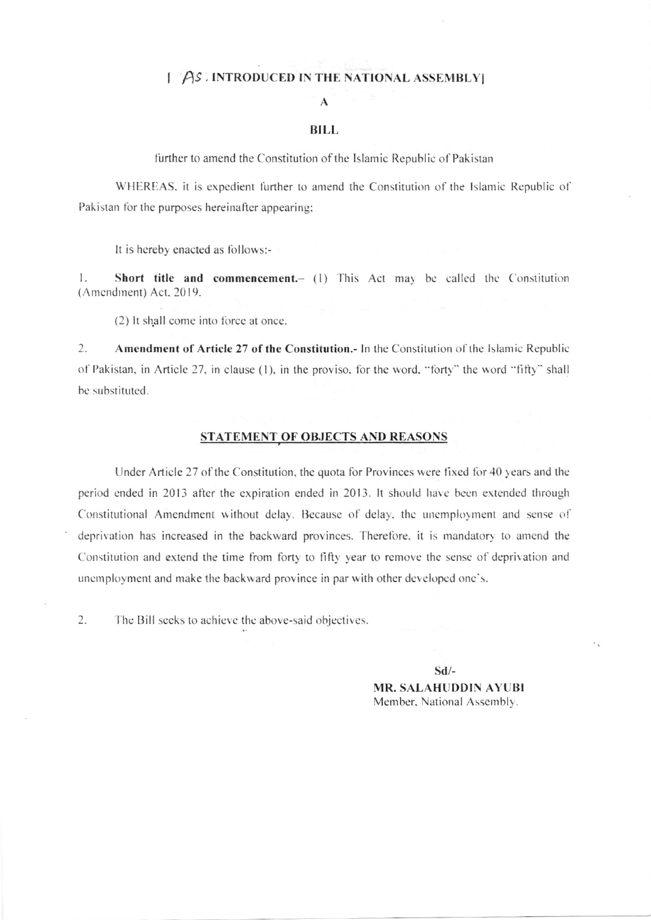[ AS INTRODUCED IN THE NATIONAL ASSEMBLY]

A

# BILL

further to amend the Constitution of the Islamic Republic of Pakistan

WHEREAS, it is expedient further to amend the Constitution of the Islamic Republic of Pakistan for the purposes hereinafter appearing;

It is hereby enacted as follows:-

1. **Short title and commencement.**– (1) This Act may be called the Constitution (Amendment) Act, 2019.

(2) It shall come into force at once.

2. **Amendment of Article 27 of the Constitution.-** In the Constitution of the Islamic Republic of Pakistan, in Article 27, in clause (1), in the proviso, for the word, "forty" the word "fifty" shall be substituted.

## STATEMENT OF OBJECTS AND REASONS

Under Article 27 of the Constitution, the quota for Provinces were fixed for 40 years and the period ended in 2013 after the expiration ended in 2013. It should have been extended through Constitutional Amendment without delay. Because of delay, the unemployment and sense of deprivation has increased in the backward provinces. Therefore, it is mandatory to amend the Constitution and extend the time from forty to fifty year to remove the sense of deprivation and unemployment and make the backward province in par with other developed one's.

2. The Bill seeks to achieve the above-said objectives.

Sd/-
**MR. SALAHUDDIN AYUBI**
Member, National Assembly.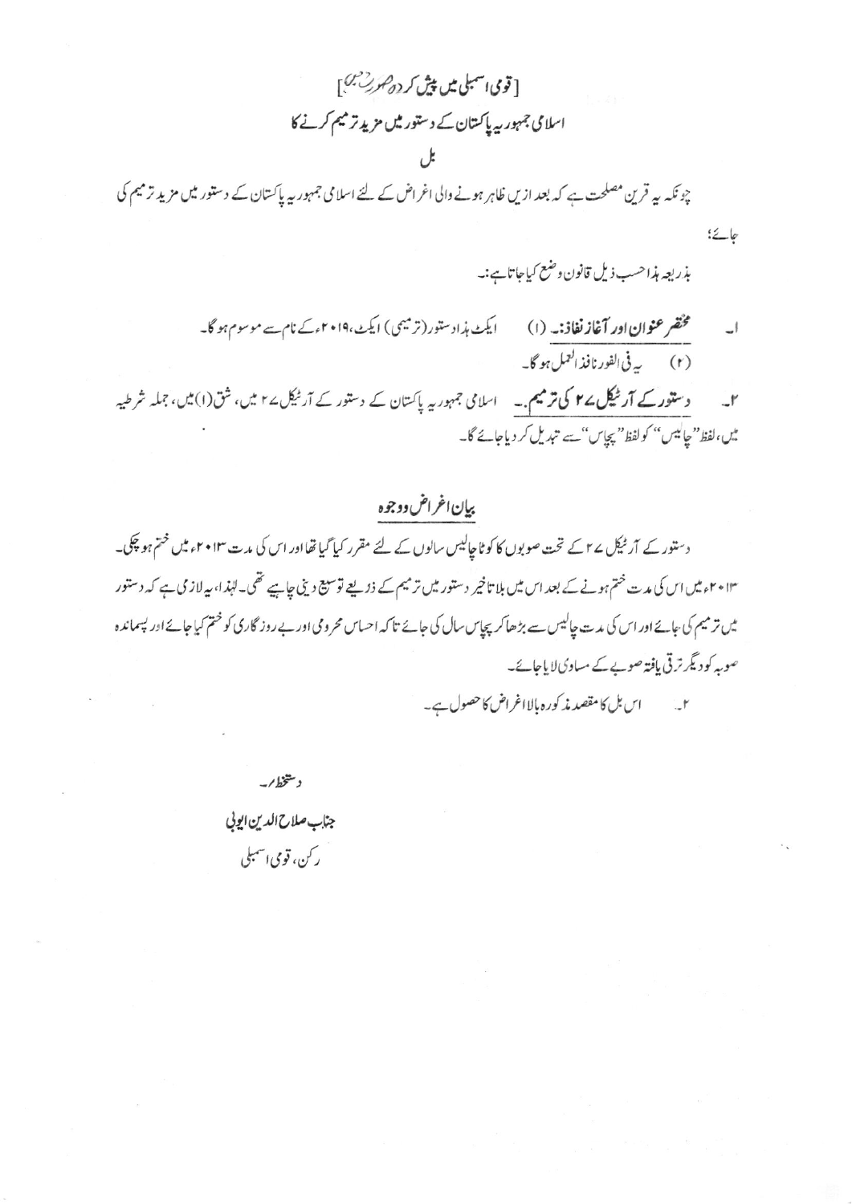[قومی اسمبلی میں پیش کردہ صورت میں]

## اسلامی جمہوریہ پاکستان کے دستور میں مزید ترمیم کرنے کا

## بل

چونکہ یہ قرین مصلحت ہے کہ بعد ازیں ظاہر ہونے والی اغراض کے لئے اسلامی جمہوریہ پاکستان کے دستور میں مزید ترمیم کی جائے؛

بذریعہ ہذا حسب ذیل قانون وضع کیا جاتا ہے:۔

۱۔ **مختصر عنوان اور آغاز نفاذ:۔** (۱) ایکٹ ہذا دستور (ترمیمی) ایکٹ، ۲۰۱۹ء کے نام سے موسوم ہوگا۔

(۲) یہ فی الفور نافذ العمل ہوگا۔

۲۔ **دستور کے آرٹیکل ۲۷ کی ترمیم:۔** اسلامی جمہوریہ پاکستان کے دستور کے آرٹیکل ۲۷ میں، شق (۱) میں، جملہ شرطیہ میں، لفظ "چالیس" کو لفظ "پچاس" سے تبدیل کر دیا جائے گا۔

## بیان اغراض ووجوہ

دستور کے آرٹیکل ۲۷ کے تحت صوبوں کا کوٹا چالیس سالوں کے لئے مقرر کیا گیا تھا اور اس کی مدت ۲۰۱۳ء میں ختم ہو چکی۔ ۲۰۱۳ء میں اس کی مدت ختم ہونے کے بعد اس میں بلاتاخیر دستور میں ترمیم کے ذریعے توسیع دینی چاہیے تھی۔ لہٰذا، یہ لازمی ہے کہ دستور میں ترمیم کی جائے اور اس کی مدت چالیس سے بڑھا کر پچاس سال کی جائے تاکہ احساس محرومی اور بے روزگاری کو ختم کیا جائے اور پسماندہ صوبہ کو دیگر ترقی یافتہ صوبے کے مساوی لایا جائے۔

۲۔ اس بل کا مقصد مذکورہ بالا اغراض کا حصول ہے۔

دستخط/۔

**جناب صلاح الدین ایوبی**

رکن، قومی اسمبلی